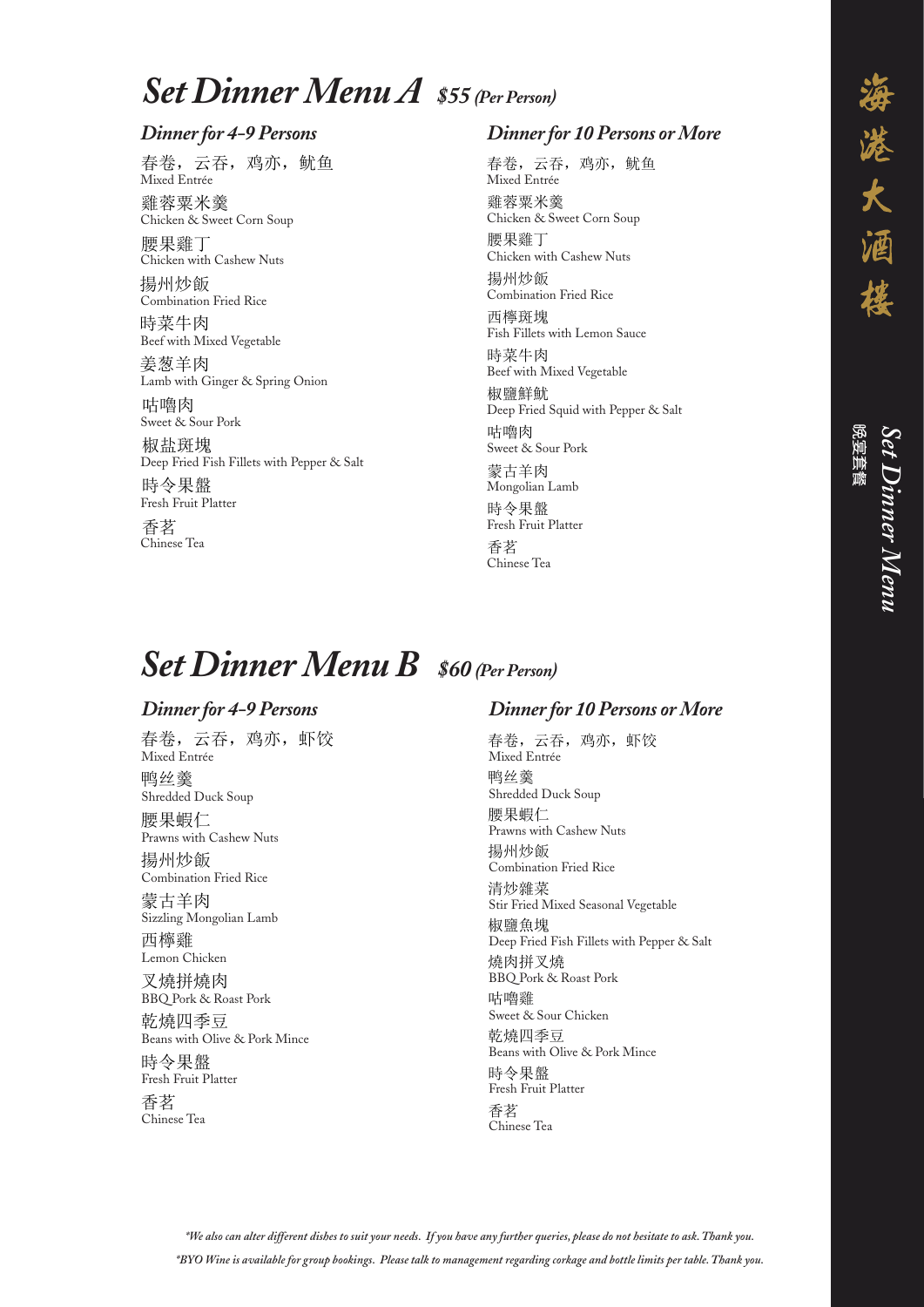# Set Dinner Menu A *$55 (Per Person)*

## Dinner for 4-9 Persons

春卷，云吞，鸡亦，鱿鱼
Mixed Entrée

雞蓉粟米羹
Chicken & Sweet Corn Soup

腰果雞丁
Chicken with Cashew Nuts

揚州炒飯
Combination Fried Rice

時菜牛肉
Beef with Mixed Vegetable

姜葱羊肉
Lamb with Ginger & Spring Onion

咕嚕肉
Sweet & Sour Pork

椒盐斑塊
Deep Fried Fish Fillets with Pepper & Salt

時令果盤
Fresh Fruit Platter

香茗
Chinese Tea

## Dinner for 10 Persons or More

春卷，云吞，鸡亦，鱿鱼
Mixed Entrée

雞蓉粟米羹
Chicken & Sweet Corn Soup

腰果雞丁
Chicken with Cashew Nuts

揚州炒飯
Combination Fried Rice

西檸斑塊
Fish Fillets with Lemon Sauce

時菜牛肉
Beef with Mixed Vegetable

椒鹽鮮魷
Deep Fried Squid with Pepper & Salt

咕嚕肉
Sweet & Sour Pork

蒙古羊肉
Mongolian Lamb

時令果盤
Fresh Fruit Platter

香茗
Chinese Tea

# Set Dinner Menu B *$60 (Per Person)*

## Dinner for 4-9 Persons

春卷，云吞，鸡亦，虾饺
Mixed Entrée

鸭丝羹
Shredded Duck Soup

腰果蝦仁
Prawns with Cashew Nuts

揚州炒飯
Combination Fried Rice

蒙古羊肉
Sizzling Mongolian Lamb

西檸雞
Lemon Chicken

叉燒拼燒肉
BBQ Pork & Roast Pork

乾燒四季豆
Beans with Olive & Pork Mince

時令果盤
Fresh Fruit Platter

香茗
Chinese Tea

## Dinner for 10 Persons or More

春卷，云吞，鸡亦，虾饺
Mixed Entrée

鸭丝羹
Shredded Duck Soup

腰果蝦仁
Prawns with Cashew Nuts

揚州炒飯
Combination Fried Rice

清炒雜菜
Stir Fried Mixed Seasonal Vegetable

椒鹽魚塊
Deep Fried Fish Fillets with Pepper & Salt

燒肉拼叉燒
BBQ Pork & Roast Pork

咕嚕雞
Sweet & Sour Chicken

乾燒四季豆
Beans with Olive & Pork Mince

時令果盤
Fresh Fruit Platter

香茗
Chinese Tea

*\*We also can alter different dishes to suit your needs. If you have any further queries, please do not hesitate to ask. Thank you.*

*\*BYO Wine is available for group bookings. Please talk to management regarding corkage and bottle limits per table. Thank you.*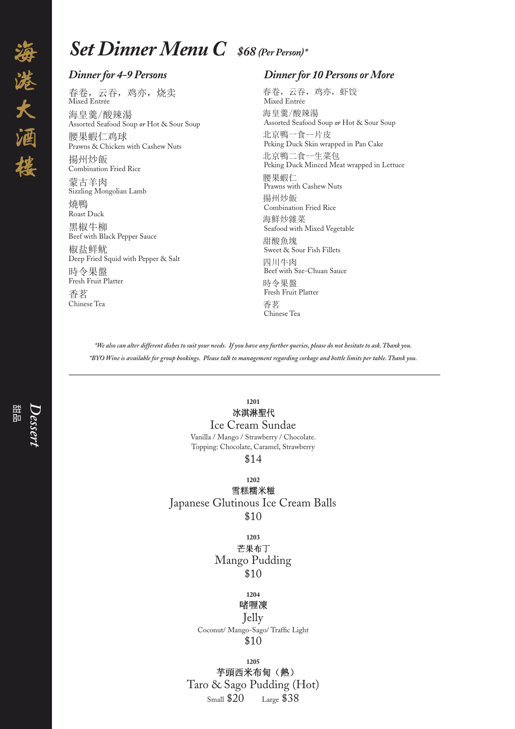海港大酒樓

# Set Dinner Menu C *$68 (Per Person)**

## *Dinner for 4-9 Persons*

春卷，云吞，鸡亦，烧卖
Mixed Entrée

海皇羹/酸辣湯
Assorted Seafood Soup *or* Hot & Sour Soup

腰果蝦仁鸡球
Prawns & Chicken with Cashew Nuts

揚州炒飯
Combination Fried Rice

蒙古羊肉
Sizzling Mongolian Lamb

燒鴨
Roast Duck

黑椒牛柳
Beef with Black Pepper Sauce

椒盐鲜鱿
Deep Fried Squid with Pepper & Salt

時令果盤
Fresh Fruit Platter

香茗
Chinese Tea

## *Dinner for 10 Persons or More*

春卷，云吞，鸡亦，虾饺
Mixed Entrée

海皇羹/酸辣湯
Assorted Seafood Soup *or* Hot & Sour Soup

北京鴨一食--片皮
Peking Duck Skin wrapped in Pan Cake

北京鴨二食--生菜包
Peking Duck Minced Meat wrapped in Lettuce

腰果蝦仁
Prawns with Cashew Nuts

揚州炒飯
Combination Fried Rice

海鮮炒雜菜
Seafood with Mixed Vegetable

甜酸魚塊
Sweet & Sour Fish Fillets

四川牛肉
Beef with Sze-Chuan Sauce

時令果盤
Fresh Fruit Platter

香茗
Chinese Tea

*\*We also can alter different dishes to suit your needs. If you have any further queries, please do not hesitate to ask. Thank you.*

*\*BYO Wine is available for group bookings. Please talk to management regarding corkage and bottle limits per table. Thank you.*

---

# 甜品 *Dessert*

**1201**
冰淇淋聖代
Ice Cream Sundae
Vanilla / Mango / Strawberry / Chocolate.
Topping: Chocolate, Caramel, Strawberry
$14

**1202**
雪糕糯米糍
Japanese Glutinous Ice Cream Balls
$10

**1203**
芒果布丁
Mango Pudding
$10

**1204**
啫喱凍
Jelly
Coconut/ Mango-Sago/ Traffic Light
$10

**1205**
芋頭西米布甸（熱）
Taro & Sago Pudding (Hot)
Small $20 Large $38